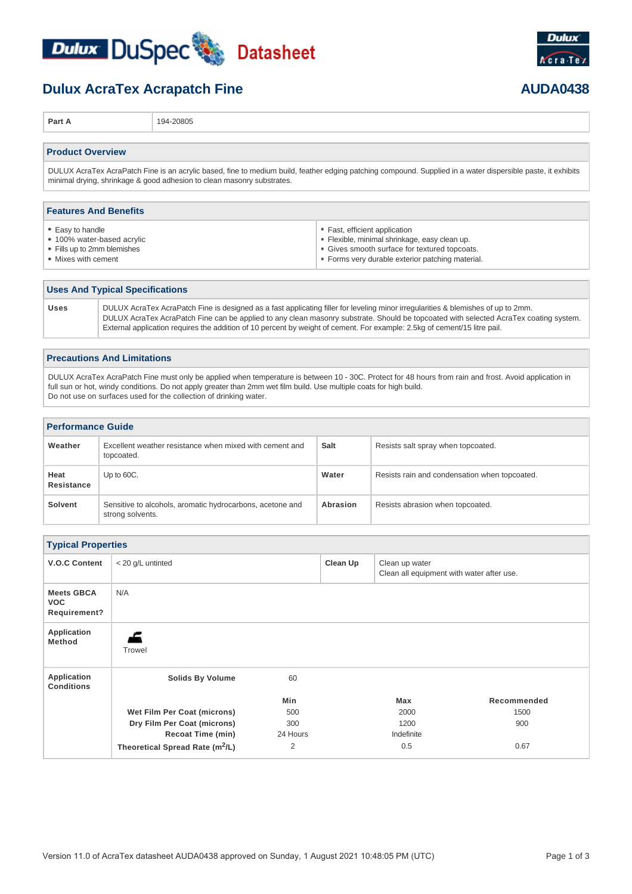# Dulux AcraTex Acrapatch Fine

**AUDA0438**

| Part A | 194-20805 |
|---|---|

## Product Overview

DULUX AcraTex AcraPatch Fine is an acrylic based, fine to medium build, feather edging patching compound. Supplied in a water dispersible paste, it exhibits minimal drying, shrinkage & good adhesion to clean masonry substrates.

## Features And Benefits

- Easy to handle
- 100% water-based acrylic
- Fills up to 2mm blemishes
- Mixes with cement
- Fast, efficient application
- Flexible, minimal shrinkage, easy clean up.
- Gives smooth surface for textured topcoats.
- Forms very durable exterior patching material.

## Uses And Typical Specifications

| | |
|---|---|
| **Uses** | DULUX AcraTex AcraPatch Fine is designed as a fast applicating filler for leveling minor irregularities & blemishes of up to 2mm. DULUX AcraTex AcraPatch Fine can be applied to any clean masonry substrate. Should be topcoated with selected AcraTex coating system. External application requires the addition of 10 percent by weight of cement. For example: 2.5kg of cement/15 litre pail. |

## Precautions And Limitations

DULUX AcraTex AcraPatch Fine must only be applied when temperature is between 10 - 30C. Protect for 48 hours from rain and frost. Avoid application in full sun or hot, windy conditions. Do not apply greater than 2mm wet film build. Use multiple coats for high build.
Do not use on surfaces used for the collection of drinking water.

## Performance Guide

| | | | |
|---|---|---|---|
| **Weather** | Excellent weather resistance when mixed with cement and topcoated. | **Salt** | Resists salt spray when topcoated. |
| **Heat Resistance** | Up to 60C. | **Water** | Resists rain and condensation when topcoated. |
| **Solvent** | Sensitive to alcohols, aromatic hydrocarbons, acetone and strong solvents. | **Abrasion** | Resists abrasion when topcoated. |

## Typical Properties

| | | | |
|---|---|---|---|
| **V.O.C Content** | < 20 g/L untinted | **Clean Up** | Clean up water<br>Clean all equipment with water after use. |
| **Meets GBCA VOC Requirement?** | N/A | | |
| **Application Method** | Trowel | | |

**Application Conditions**

| | Min | Max | Recommended |
|---|---|---|---|
| **Solids By Volume** | 60 | | |
| **Wet Film Per Coat (microns)** | 500 | 2000 | 1500 |
| **Dry Film Per Coat (microns)** | 300 | 1200 | 900 |
| **Recoat Time (min)** | 24 Hours | Indefinite | |
| **Theoretical Spread Rate ($m^2$/L)** | 2 | 0.5 | 0.67 |

Version 11.0 of AcraTex datasheet AUDA0438 approved on Sunday, 1 August 2021 10:48:05 PM (UTC)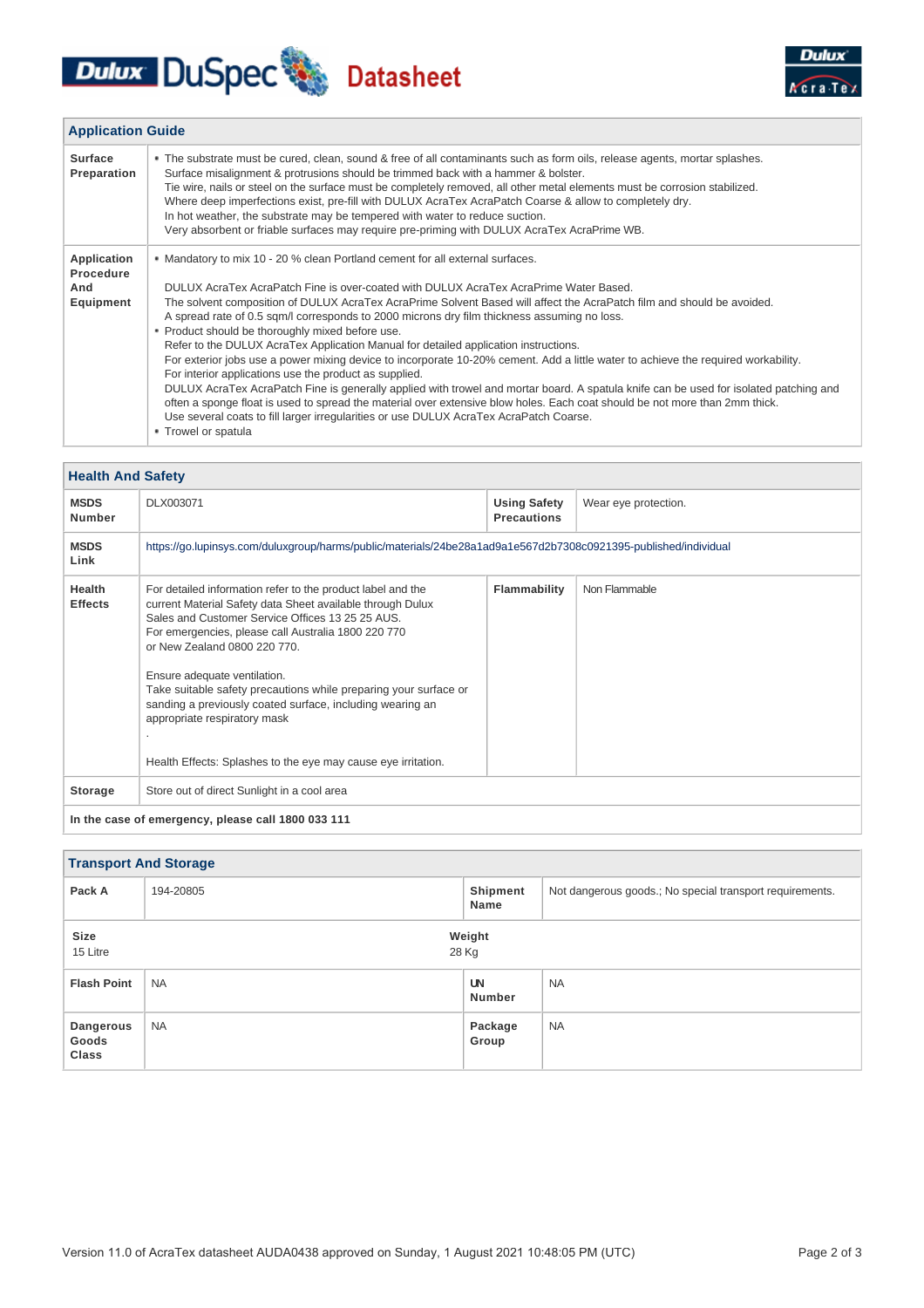## Application Guide

| | |
|---|---|
| **Surface Preparation** | • The substrate must be cured, clean, sound & free of all contaminants such as form oils, release agents, mortar splashes. Surface misalignment & protrusions should be trimmed back with a hammer & bolster. Tie wire, nails or steel on the surface must be completely removed, all other metal elements must be corrosion stabilized. Where deep imperfections exist, pre-fill with DULUX AcraTex AcraPatch Coarse & allow to completely dry. In hot weather, the substrate may be tempered with water to reduce suction. Very absorbent or friable surfaces may require pre-priming with DULUX AcraTex AcraPrime WB. |
| **Application Procedure And Equipment** | • Mandatory to mix 10 - 20 % clean Portland cement for all external surfaces.<br><br>DULUX AcraTex AcraPatch Fine is over-coated with DULUX AcraTex AcraPrime Water Based. The solvent composition of DULUX AcraTex AcraPrime Solvent Based will affect the AcraPatch film and should be avoided. A spread rate of 0.5 sqm/l corresponds to 2000 microns dry film thickness assuming no loss.<br>• Product should be thoroughly mixed before use. Refer to the DULUX AcraTex Application Manual for detailed application instructions. For exterior jobs use a power mixing device to incorporate 10-20% cement. Add a little water to achieve the required workability. For interior applications use the product as supplied. DULUX AcraTex AcraPatch Fine is generally applied with trowel and mortar board. A spatula knife can be used for isolated patching and often a sponge float is used to spread the material over extensive blow holes. Each coat should be not more than 2mm thick. Use several coats to fill larger irregularities or use DULUX AcraTex AcraPatch Coarse.<br>• Trowel or spatula |

## Health And Safety

| | | | |
|---|---|---|---|
| **MSDS Number** | DLX003071 | **Using Safety Precautions** | Wear eye protection. |
| **MSDS Link** | https://go.lupinsys.com/duluxgroup/harms/public/materials/24be28a1ad9a1e567d2b7308c0921395-published/individual | | |
| **Health Effects** | For detailed information refer to the product label and the current Material Safety data Sheet available through Dulux Sales and Customer Service Offices 13 25 25 AUS. For emergencies, please call Australia 1800 220 770 or New Zealand 0800 220 770.<br><br>Ensure adequate ventilation. Take suitable safety precautions while preparing your surface or sanding a previously coated surface, including wearing an appropriate respiratory mask<br>.<br><br>Health Effects: Splashes to the eye may cause eye irritation. | **Flammability** | Non Flammable |
| **Storage** | Store out of direct Sunlight in a cool area | | |

**In the case of emergency, please call 1800 033 111**

## Transport And Storage

| | | | |
|---|---|---|---|
| **Pack A** | 194-20805 | **Shipment Name** | Not dangerous goods.; No special transport requirements. |
| **Size** 15 Litre | | **Weight** 28 Kg | |
| **Flash Point** | NA | **UN Number** | NA |
| **Dangerous Goods Class** | NA | **Package Group** | NA |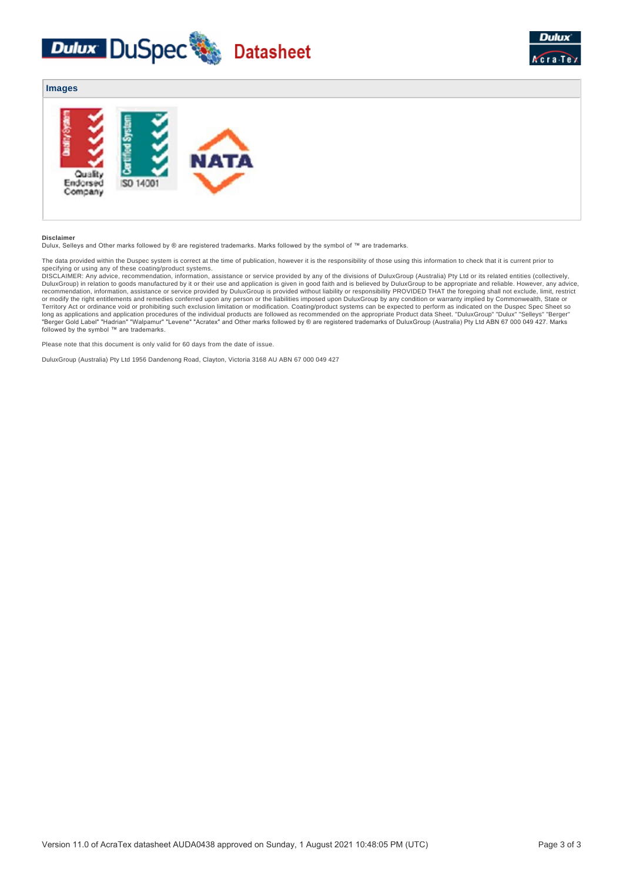## Images

**Disclaimer**

Dulux, Selleys and Other marks followed by ® are registered trademarks. Marks followed by the symbol of ™ are trademarks.

The data provided within the Duspec system is correct at the time of publication, however it is the responsibility of those using this information to check that it is current prior to specifying or using any of these coating/product systems.
DISCLAIMER: Any advice, recommendation, information, assistance or service provided by any of the divisions of DuluxGroup (Australia) Pty Ltd or its related entities (collectively, DuluxGroup) in relation to goods manufactured by it or their use and application is given in good faith and is believed by DuluxGroup to be appropriate and reliable. However, any advice, recommendation, information, assistance or service provided by DuluxGroup is provided without liability or responsibility PROVIDED THAT the foregoing shall not exclude, limit, restrict or modify the right entitlements and remedies conferred upon any person or the liabilities imposed upon DuluxGroup by any condition or warranty implied by Commonwealth, State or Territory Act or ordinance void or prohibiting such exclusion limitation or modification. Coating/product systems can be expected to perform as indicated on the Duspec Spec Sheet so long as applications and application procedures of the individual products are followed as recommended on the appropriate Product data Sheet. "DuluxGroup" "Dulux" "Selleys" "Berger" "Berger Gold Label" "Hadrian" "Walpamur" "Levene" "Acratex" and Other marks followed by ® are registered trademarks of DuluxGroup (Australia) Pty Ltd ABN 67 000 049 427. Marks followed by the symbol ™ are trademarks.

Please note that this document is only valid for 60 days from the date of issue.

DuluxGroup (Australia) Pty Ltd 1956 Dandenong Road, Clayton, Victoria 3168 AU ABN 67 000 049 427